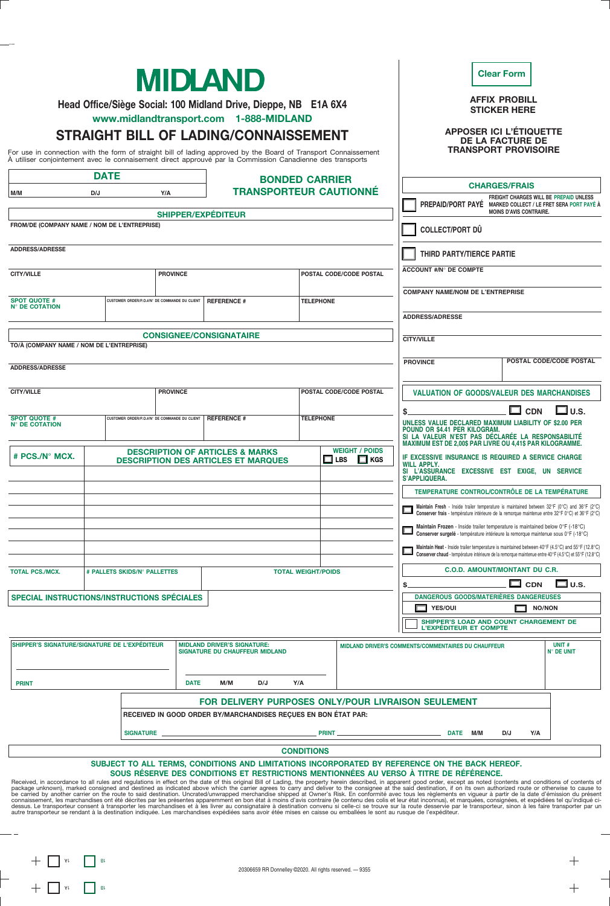# MIDLAND

**Head Office/Siège Social: 100 Midland Drive, Dieppe, NB E1A 6X4**

**www.midlandtransport.com 1-888-MIDLAND**

## STRAIGHT BILL OF LADING/CONNAISSEMENT

For use in connection with the form of straight bill of lading approved by the Board of Transport Connaissement
À utiliser conjointement avec le connaisement direct approuvé par la Commission Canadienne des transports

Clear Form

**AFFIX PROBILL STICKER HERE**

**APPOSER ICI L'ÉTIQUETTE DE LA FACTURE DE TRANSPORT PROVISOIRE**

| DATE | | | BONDED CARRIER TRANSPORTEUR CAUTIONNÉ |
|---|---|---|---|
| M/M | D/J | Y/A | |

### SHIPPER/EXPÉDITEUR

| FROM/DE (COMPANY NAME / NOM DE L'ENTREPRISE) | | | |
|---|---|---|---|
| ADDRESS/ADRESSE | | | |
| CITY/VILLE | PROVINCE | | POSTAL CODE/CODE POSTAL |
| SPOT QUOTE # N° DE COTATION | CUSTOMER ORDER/P.O.#/N° DE COMMANDE DU CLIENT | REFERENCE # | TELEPHONE |

### CONSIGNEE/CONSIGNATAIRE

| TO/À (COMPANY NAME / NOM DE L'ENTREPRISE) | | | |
|---|---|---|---|
| ADDRESS/ADRESSE | | | |
| CITY/VILLE | PROVINCE | | POSTAL CODE/CODE POSTAL |
| SPOT QUOTE # N° DE COTATION | CUSTOMER ORDER/P.O.#/N° DE COMMANDE DU CLIENT | REFERENCE # | TELEPHONE |

| # PCS./N° MCX. | DESCRIPTION OF ARTICLES & MARKS DESCRIPTION DES ARTICLES ET MARQUES | WEIGHT / POIDS ☐ LBS ☐ KGS |
|---|---|---|
| | | |
| | | |
| | | |
| | | |
| | | |
| | | |
| TOTAL PCS./MCX. | # PALLETS SKIDS/N° PALLETTES | TOTAL WEIGHT/POIDS |

### CHARGES/FRAIS

☐ **PREPAID/PORT PAYÉ** — FREIGHT CHARGES WILL BE PREPAID UNLESS MARKED COLLECT / LE FRET SERA PORT PAYÉ À MOINS D'AVIS CONTRAIRE.

☐ **COLLECT/PORT DÛ**

☐ **THIRD PARTY/TIERCE PARTIE**

ACCOUNT #/N° DE COMPTE

COMPANY NAME/NOM DE L'ENTREPRISE

ADDRESS/ADRESSE

CITY/VILLE

PROVINCE | POSTAL CODE/CODE POSTAL

### VALUATION OF GOODS/VALEUR DES MARCHANDISES

$\_\_\_\_\_\_\_\_ ☐ CDN ☐ U.S.

UNLESS VALUE DECLARED MAXIMUM LIABILITY OF $2.00 PER POUND OR $4.41 PER KILOGRAM.
SI LA VALEUR N'EST PAS DÉCLARÉE LA RESPONSABILITÉ MAXIMUM EST DE 2,00$ PAR LIVRE OU 4,41$ PAR KILOGRAMME.

IF EXCESSIVE INSURANCE IS REQUIRED A SERVICE CHARGE WILL APPLY.
SI L'ASSURANCE EXCESSIVE EST EXIGE, UN SERVICE S'APPLIQUERA.

### TEMPERATURE CONTROL/CONTRÔLE DE LA TEMPÉRATURE

☐ **Maintain Fresh** - Inside trailer temperature is maintained between 32°F (0°C) and 36°F (2°C)
**Conserver frais** - température intérieure de la remorque maintenue entre 32°F 0°C) et 36°F (2°C)

☐ **Maintain Frozen** - Inside trailer temperature is maintained below 0°F (-18°C)
**Conserver surgelé** - température intérieure la remorque maintenue sous 0°F (-18°C)

☐ **Maintain Heat** - Inside trailer temperature is maintained between 40°F (4.5°C) and 55°F (12.8°C)
**Conserver chaud** - température intérieure de la remorque maintenue entre 40°F (4.5°C) et 55°F (12.8°C)

### C.O.D. AMOUNT/MONTANT DU C.R.

$\_\_\_\_\_\_\_\_ ☐ CDN ☐ U.S.

**DANGEROUS GOODS/MATERIÈRES DANGEREUSES**

☐ YES/OUI ☐ NO/NON

☐ SHIPPER'S LOAD AND COUNT CHARGEMENT DE L'EXPÉDITEUR ET COMPTE

### SPECIAL INSTRUCTIONS/INSTRUCTIONS SPÉCIALES

| SHIPPER'S SIGNATURE/SIGNATURE DE L'EXPÉDITEUR | MIDLAND DRIVER'S SIGNATURE: SIGNATURE DU CHAUFFEUR MIDLAND | MIDLAND DRIVER'S COMMENTS/COMMENTAIRES DU CHAUFFEUR | UNIT # N° DE UNIT |
|---|---|---|---|
| PRINT | DATE M/M D/J Y/A | | |

### FOR DELIVERY PURPOSES ONLY/POUR LIVRAISON SEULEMENT

RECEIVED IN GOOD ORDER BY/MARCHANDISES REÇUES EN BON ÉTAT PAR:

SIGNATURE \_\_\_\_\_\_\_\_ PRINT \_\_\_\_\_\_\_\_ DATE M/M D/J Y/A

### CONDITIONS

**SUBJECT TO ALL TERMS, CONDITIONS AND LIMITATIONS INCORPORATED BY REFERENCE ON THE BACK HEREOF.**
**SOUS RÉSERVE DES CONDITIONS ET RESTRICTIONS MENTIONNÉES AU VERSO À TITRE DE RÉFÉRENCE.**

Received, in accordance to all rules and regulations in effect on the date of this original Bill of Lading, the property herein described, in apparent good order, except as noted (contents and conditions of contents of package unknown), marked consigned and destined as indicated above which the carrier agrees to carry and deliver to the consignee at the said destination, if on its own authorized route or otherwise to cause to be carried by another carrier on the route to said destination. Uncrated/unwrapped merchandise shipped at Owner's Risk. En conformité avec tous les règlements en vigueur à partir de la date d'émission du présent connaissement, les marchandises ont été décrites par les présentes apparemment en bon état à moins d'avis contraire (le contenu des colis et leur état inconnus), et marquées, consignées, et expédiées tel qu'indiqué ci-dessus. Le transporteur consent à transporter les marchandises et à les livrer au consignataire à destination convenu si celle-ci se trouve sur la route desservie par le transporteur, sinon à les faire transporter par un autre transporteur se rendant à la destination indiquée. Les marchandises expédiées sans avoir étée mises en caisse ou emballées le sont au rusque de l'expéditeur.

20306659 RR Donnelley ©2020. All rights reserved. — 9355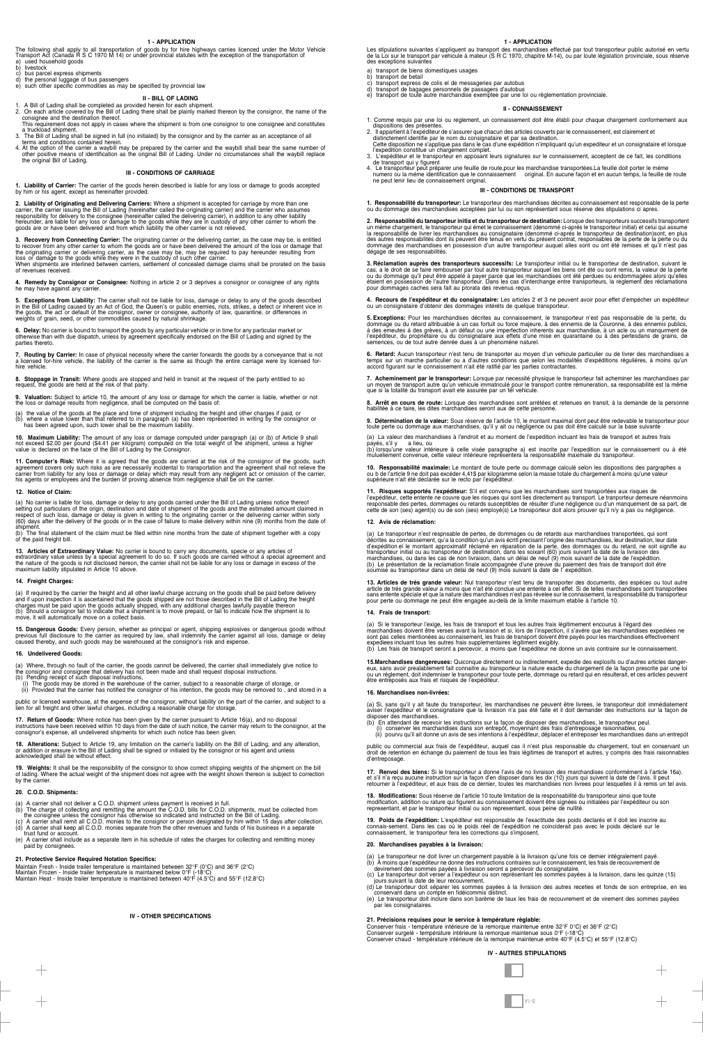## 1 - APPLICATION

The following shall apply to all transportation of goods by for hire highways carries licenced under the Motor Vehicle Transport Act (Canada R S C 1970 M 14) or under provincial statutes with the exception of the transportation of

a) used household goods
b) livestock
c) bus parcel express shipments
d) the personal luggage of bus passengers
e) such other specific commodities as may be specified by provincial law

## II - BILL OF LADING

1. A Bill of Lading shall be completed as provided herein for each shipment.
2. On each article covered by the Bill of Lading there shall be plainly marked thereon by the consignor, the name of the consignee and the destination thereof.
   This requirement does not apply in cases where the shipment is from one consignor to one consignee and constitutes a truckload shipment.
3. The Bill of Lading shall be signed in full (no initialed) by the consignor and by the carrier as an acceptance of all terms and conditions contained herein.
4. At the option of the carrier a waybill may be prepared by the carrier and the waybill shall bear the same number of other positive means of identification as the original Bill of Lading. Under no circumstances shall the waybill replace the original Bill of Lading.

## III - CONDITIONS OF CARRIAGE

**1. Liability of Carrier:** The carrier of the goods herein described is liable for any loss or damage to goods accepted by him or his agent, except as hereinafter provided.

**2. Liability of Originating and Delivering Carriers:** Where a shipment is accepted for carriage by more than one carrier, the carrier issuing the Bill of Lading (hereinafter called the originating carrier) and the carrier who assumes responsibility for delivery to the consignee (hereinafter called the delivering carrier), in addition to any other liability hereunder, are liable for any loss or damage to the goods while they are in custody of any other carrier to whom the goods are or have been delivered and from which liability the other carrier is not relieved.

**3. Recovery from Connecting Carrier:** The originating carrier or the delivering carrier, as the case may be, is entitled to recover from any other carrier to whom the goods are or have been delivered the amount of the loss or damage that the originating carrier or delivering carrier, as the case may be, may be required to pay hereunder resulting from loss or damage to the goods while they were in the custody of such other carrier.
When shipments are interlined between carriers, settlement of concealed damage claims shall be prorated on the basis of revenues received.

**4. Remedy by Consignor or Consignee:** Nothing in article 2 or 3 deprives a consignor or consignee of any rights he may have against any carrier.

**5. Exceptions from Liability:** The carrier shall not be liable for loss, damage or delay to any of the goods described in the Bill of Lading caused by an Act of God, the Queen's or public enemies, riots, strikes, a defect or inherent vice in the goods, the act or default of the consignor, owner or consignee, authority of law, quarantine, or differences in weights of grain, seed, or other commodities caused by natural shrinkage.

**6. Delay:** No carrier is bound to transport the goods by any particular vehicle or in time for any particular market or otherwise than with due dispatch, unless by agreement specifically endorsed on the Bill of Lading and signed by the parties thereto.

**7. Routing by Carrier:** In case of physical necessity where the carrier forwards the goods by a conveyance that is not a licensed for-hire vehicle, the liability of the carrier is the same as though the entire carriage were by licensed for-hire vehicle.

**8. Stoppage in Transit:** Where goods are stopped and held in transit at the request of the party entitled to so request, the goods are held at the risk of that party.

**9. Valuation:** Subject to article 10, the amount of any loss or damage for which the carrier is liable, whether or not the loss or damage results from negligence, shall be computed on the basis of:

(a) the value of the goods at the place and time of shipment including the freight and other charges if paid, or
(b) where a value lower than that referred to in paragraph (a) has been represented in writing by the consignor or has been agreed upon, such lower shall be the maximum liability.

**10. Maximum Liability:** The amount of any loss or damage computed under paragraph (a) or (b) of Article 9 shall not exceed $2.00 per pound ($4.41 per kilogram) computed on the total weight of the shipment, unless a higher value is declared on the face of the Bill of Lading by the Consignor.

**11. Computer's Risk:** Where it is agreed that the goods are carried at the risk of the consignor of the goods, such agreement covers only such risks as are necessarily incidental to transportation and the agreement shall not relieve the carrier from liability for any loss or damage or delay which may result from any negligent act or omission of the carrier, his agents or employees and the burden of proving absence from negligence shall be on the carrier.

**12. Notice of Claim:**

(a) No carrier is liable for loss, damage or delay to any goods carried under the Bill of Lading unless notice thereof setting out particulars of the origin, destination and date of shipment of the goods and the estimated amount claimed in respect of such loss, damage or delay is given in writing to the originating carrier or the delivering carrier within sixty (60) days after the delivery of the goods or in the case of failure to make delivery within nine (9) months from the date of shipment.
(b) The final statement of the claim must be filed within nine months from the date of shipment together with a copy of the paid freight bill.

**13. Articles of Extraordinary Value:** No carrier is bound to carry any documents, specie or any articles of extraordinary value unless by a special agreement to do so. If such goods are carried without a special agreement and the nature of the goods is not disclosed hereon, the carrier shall not be liable for any loss or damage in excess of the maximum liability stipulated in Article 10 above.

**14. Freight Charges:**

(a) If required by the carrier the freight and all other lawful charge accruing on the goods shall be paid before delivery and if upon inspection it is ascertained that the goods shipped are not those described in the Bill of Lading the freight charges must be paid upon the goods actually shipped, with any additional charges lawfully payable thereon
(b) Should a consignor fail to indicate that a shipment is to move prepaid, or fail to indicate how the shipment is to move, it will automatically move on a collect basis.

**15. Dangerous Goods:** Every person, whether as principal or agent, shipping explosives or dangerous goods without previous full disclosure to the carrier as required by law, shall indemnify the carrier against all loss, damage or delay caused thereby, and such goods may be warehoused at the consignor's risk and expense.

**16. Undelivered Goods:**

(a) Where, through no fault of the carrier, the goods cannot be delivered, the carrier shall immediately give notice to the consignor and consignee that delivery has not been made and shall request disposal instructions.
(b) Pending receipt of such disposal instructions,
   (i) The goods may be stored in the warehouse of the carrier, subject to a reasonable charge of storage, or
   (ii) Provided that the carrier has notified the consignor of his intention, the goods may be removed to , and stored in a

public or licensed warehouse, at the expense of the consignor, without liability on the part of the carrier, and subject to a lien for all freight and other lawful charges, including a reasonable charge for storage.

**17. Return of Goods:** Where notice has been given by the carrier pursuant to Article 16(a), and no disposal instructions have been received within 10 days from the date of such notice, the carrier may return to the consignor, at the consignor's expense, all undelivered shipments for which such notice has been given.

**18. Alterations:** Subject to Article 19, any limitation on the carrier's liability on the Bill of Lading, and any alteration, or addition or erasure in the Bill of Lading shall be signed or initialed by the consignor or his agent and unless acknowledged shall be without effect.

**19. Weights:** It shall be the responsibility of the consignor to show correct shipping weights of the shipment on the bill of lading. Where the actual weight of the shipment does not agree with the weight shown thereon is subject to correction by the carrier.

**20. C.O.D. Shipments:**

(a) A carrier shall not deliver a C.O.D. shipment unless payment is received in full.
(b) The charge of collecting and remitting the amount the C.O.D. bills for C.O.D. shipments, must be collected from the consignee unless the consignor has otherwise so indicated and instructed on the Bill of Lading.
(c) A carrier shall remit all C.O.D. monies to the consignor or person designated by him within 15 days after collection.
(d) A carrier shall keep all C.O.D. monies separate from the other revenues and funds of his business in a separate trust fund or account.
(e) A carrier shall include as a separate item in his schedule of rates the charges for collecting and remitting money paid by consignees.

**21. Protective Service Required Notation Specifics:**

Maintain Fresh - Inside trailer temperature is maintained between 32°F (0°C) and 36°F (2°C)
Maintain Frozen - Inside trailer temperature is maintained below 0°F (-18°C)
Maintain Heat - Inside trailer temperature is maintained between 40°F (4.5°C) and 55°F (12.8°C)

## IV - OTHER SPECIFICATIONS

## 1 - APPLICATION

Les stipulations suivantes s'appliquent au transport des marchandises effectué par tout transporteur public autorisé en vertu de la Loi sur le transport par véhicule à mateur (S R C 1970, chapitre M-14), ou par toute législation provinciale, sous réserve des exceptions suivantes

a) transport de biens domestiques usages
b) transport de betail
c) transport express de colis el de messageries par autobus
d) transport de bagages personnels de passagers d'autobus
e) transport de toute autre marchandise exemptee par une loi ou règlementation provinciale.

## II - CONNAISSEMENT

1. Comme requis par une loi ou reglement, un connaissement doit être établi pour chaque chargement conformement aux dispositions des présentes.
2. Il appartient à l'expéditeur de s'assurer que chacun des articles couverts par le connaissement, est clairement et distinctement identifié par le nom du consignataire et par sa destination.
   Cette disposition ne s'applique pas dans le cas d'une expédition n'impliquant qu'un expediteur et un consignataire et lorsque l'expedition constitue un chargement complet.
3. L'expéditeur et le transporteur en apposant leurs signatures sur le connaissement, acceptent de ce fait, les conditions de transport qui y figurent
4. Le transporteur peut préparer une feuille de route,pour les marchandise transportées.La feuille doit porter le méme numero ou la méme identification que le connaissement original. En aucune façon et en aucun temps, la feuille de route ne peut leir lieu de connaissement original.

## III - CONDITIONS DE TRANSPORT

**1. Responsabilité du transporteur:** Le transporteur des marchandises décrites au connaissement est responsable de la perte ou du dommage des marchandises acceptées par lui ou son représentant sous réserve des stipulations ci apres.

**2. Responsabilité du tansporteur initia et du transporteur de destination:** Lorsque des transporteurs successifs transportent un méme chargement, le transporteur qui émet le connaissement (denommé ci-aprés le transporteur initial) et celui qui assume la responsabilité de livrer les marchandises au consignataire (denommé ci-aprés le transporteur de destination)sont, en plus des autres responsabilités dont ils peuvent étre tenus en vertu du présent contrat, responsables de la perte de la perte ou du dommage des marchandises en possession d'un autre transporteur auquel alles sont ou ont été remises et qu'il n'est pas dégage de ses responsabilités.

**3. Réclamation auprès des transporteurs successifs:** Le transporteur initial ou le transporteur de destination, suivant le cas, a le droit de se faire rembourser par tout autre transporteur auquel les biens ont été ou sont remis, la valeur de la perte ou du dommage qu'il peut étre appelé à payer parce que les marchandises ont été perdues ou endommagées alors qu'elles étaient en possession de ce dernier transporteur. Dans les cas d'interchange entre transporteurs, la reglement des réclamations pour dommages caches sera fait au prorata des revenus reçus.

**4. Recours de l'expéditeur et du consignataire:** Les articles 2 et 3 ne peuvent avoir pour effet d'empécher un expéditeur ou un consignataire d'obtenir des dommages intéréts de quelque transporteur.

**5. Exceptions:** Pour les marchandises décrites au connaissement, le transporteur n'est pas responsable de la perte, du dommage ou du retard attribuable à un cas fortuit ou force majeure, à des ennemis de la Couronne, à des ennemis publics, à des emeutes à des grèves, à un défaut ou une imperfection inherents aux marchandise, à un acte ou un manqument de l'expéditeur, du propriétaire ou du consignataire aux effets d'une mise en quarantaine ou à des pertesdans de grains, de semences, ou de tout autre denrée dues à un phénomène naturel.

**6. Retard:** Aucun transporteur n'est tenu de transporter au moyen d'un vehicule particulier ou de livrer des marchandises a temps sur un marche particulier ou a d'autres conditions que selon les modalités d'expéditions régulières, à moins qu'un accord figurant sur le connaissement n'ait été ratifié par les parties contractantes.

**7. Acheminement par le transporteur:** Lorsque par necessité physique le transporteur fait acheminer les marchandises par un moyen de transport autre qu'un véhicule immatriculé pour le transport contre rémuneration, sa responsabilité est la même que si la totalité du transport avait été assurée par un tel véhicule.

**8. Arrêt en cours de route:** Lorsque des marchandises sont arrêtées et retenues en transit, à la demande de la personne habilitée à ce faire, les dites marchandises seront aux de cette personne.

**9. Détermination de la valeur:** Sous réserve de l'article 10, le montant maximal dont peut être redevable le transporteur pour toute perte ou dommage aux marchandises, qu'il y ait ou négligence ou pas doit être calculé sur la base suivante

(a) La valeur des marchandises à l'endroit et au moment de l'expédition incluant les frais de transport et autres frais payés, s'il y a lieu, ou
(b) lorsqu'une valeur intérieure à celle visée paragraphe a) est inscrite par l'expedition sur le connaissement ou à été mutuellement convenue, cette valeur intérieure représentera la responsabilité maximale du transporteur.

**10. Responsabilité maximale:** Le montant de toute perte ou dommage calculé selon les dispositions des pargraphes a ou b de l'article 9 ne doit pas excéder 4,41$ par kilogramme selon la masse totale du chargement à moins qu'une valeur supérieure n'ait été déclarée sur le recto par l'expéditeur.

**11. Risques supportés l'expéditeur:** S'il est convenu que les marchandises sont transportées aux risques de l'expéditeur, cette entente ne couvre que les risques qui sont les directement au transport. Le transporteur demeure néanmoins responsable des pertes, dommages ou retards susceptibles de résulter d'une négligence ou d'un manquement de sa part, de cette de son (ses) agent(s) ou de son (ses) employé(s) Le transporteur doit alors prouver qu'il n'y a pas ou négligence.

**12. Avis de réclamation:**

(a) Le transporteur n'est respnsable de pertes, de dommages ou de retards aux marchandises transportées, qui sont décrites au connaissement, qu'à la condition qu'un avis écrit précisant l'origine des marchandises, leur destination, leur date d'expédition el le montant approximatif réclamé en réparation de la perte, des dommages ou du retard, ne soit signifie au transporteur initial ou au transporteur de destination, dans les soixant (60) jours suivant la date de la livraison des marchandises, ou dans les cas de non livraison, dans un délai de neuf (9) mois suivant de la date de l'expédition.
(b) Le présentation de la reclamation finale accompagnée d'une preuve du paiement des frais de transport doit étre soumise au transporteur dans un délai de neuf (9) mois suivant la date de l' expédition.

**13. Articles de trés grande valeur:** Nul transporteur n'est tenu de transporter des documents, des espèces ou tout autre article de trés grande valeur a moins que n'ait été conclue une entente à cet effet. Si de telles marchandises sont transportées sans entente spéciale et que la nature des marchandises n'est pas révelée sur le connaissement, la responsabilité du transporteur pour perte ou dommage ne peut étre engagée au-delà de la limite maximum etablie à l'article 10.

**14. Frais de transport:**

(a) Si le transporteur l'exige, les frais de transport et tous les autres frais légitimement encourus à l'égard des marchandises doivent étre verses avant la livraison et si, lors de l'inspection, il s'avére que les marchandises expédiées ne sont pas celles mentionées au connaissement, les frais de transport doivent étre payés pour les marchandises effectivement expediees incluant tous les autres frais supplementaires légitiment exigibly.
(b) Les frais de transport seront a percevoir, a moins que l'expéditeur ne donne un avis contraire sur le connaissement.

**15.Marchandises dangereuses:** Quiconque directement ou indirectement, expedie des explosifs ou d'autres articles dangereux, sans avoir prealablement fait connaitre au transporteur la nature exacte du chargement de la façon prescrite par une loi ou un réglement, doit indemniser le transporteur pour toute perte, dommage ou retard qui en résulterait, et ces articles peuvent étre entreposés aux frais et risques de l'expéditeur.

**16. Marchandises non-livrées:**

(a) Si, sans qu'il y ait faute du transporteur, les marchandises ne peuvent étre livrees, le transporteur doit immédiatement aviser l'expéditeur et le consignataire que la livraison n'a pas été faite et il doit demander des instructions sur la façon de disposer des marchandises.
(b) En attendant de recevoir les instructions sur la façon de disposer des marchandises, le transporteur peut.
   (i) conserver les marchandises dans son entrepôt, moyennant des frais d'entreposage raisonnables, ou
   (ii) pourvu qu'il ait donne un avis de ses intentions à l'expéditeur, déplacer et entreposer les marchandises dans un entrepôt

public ou commercial aux frais de l'expéditeur, auquel cas il n'est plus responsable du chargement, tout en conservant un droit de retention en échange du paiement de tous les frais légitimes de transport et autres, y compris des frais raisonnables d'entreposage.

**17. Renvoi des biens:** Si le transporteur a donne l'avis de no livraison des marchandises conformément à l'article 16a). et s'il n'a reçu aucune instruction sur la façon d'en disposer dans les dix (10) jours qui suivent la date de l'avis. Il peut retourner à l'expéditeur, et aux frais de ce dernier, toutes les marchandises non livrees pour lesquelles il à remis un tel avis.

**18. Modifications:** Sous réserve de l'article 10 toute limitation de la responsabilité du transporteur ainsi que toute modification, addition ou rature qui figurent au connaissement doivent étre signées ou initialées par l'expéditeur ou son representant, et par le transporteur initial ou son representant, sous peine de nullité.

**19. Poids de l'expédition:** L'expéditeur est responsable de l'exactitude des poids déclarés et il doit les inscrire au connais-sement. Dans les cas où le poids réel de l'expédition ne coinciderait pas avec le poids déclaré sur le connaissement, le transporteur fera les corrections qui s'imposent.

**20. Marchandises payables à la livraison:**

(a) Le transporteur ne doit livrer un chargement payable à la livraison qu'une fois ce dernier intégralement payé.
(b) À moins que l'expéditeur ne donne des instructions contraires sur le connaissement, les frais de recouvrement de devirement des sommes payées à livraison seront a percevoir du consignataire.
(c) Le transporteur doit verser a l'expéditeur ou son représentant les sommes payées à la livraison, dans les quinze (15) jours suivant la date de leur recouvrement.
(d) Le transporteur doit séparer les sommes payées à la livraison des autres receties et fonds de son entreprise, en les conservant dans un compte en fidéicommis distinct.
(e) Le transporteur doit inclure dans son barème de taux les frais de recouvrement et de virement des sommes payées par les consignataires.

**21. Précisions requises pour le service à température règlable:**

Conserver frais - température intérieure de la remorque maintenue entre 32°F (0°C) et 36°F (2°C)
Conserver surgelé - température intérieure de la remorque maintenue sous 0°F (-18°C)
Conserver chaud - température intérieure de la remorque maintenue entre 40°F (4.5°C) et 55°F (12.8°C)

## IV - AUTRES STIPULATIONS